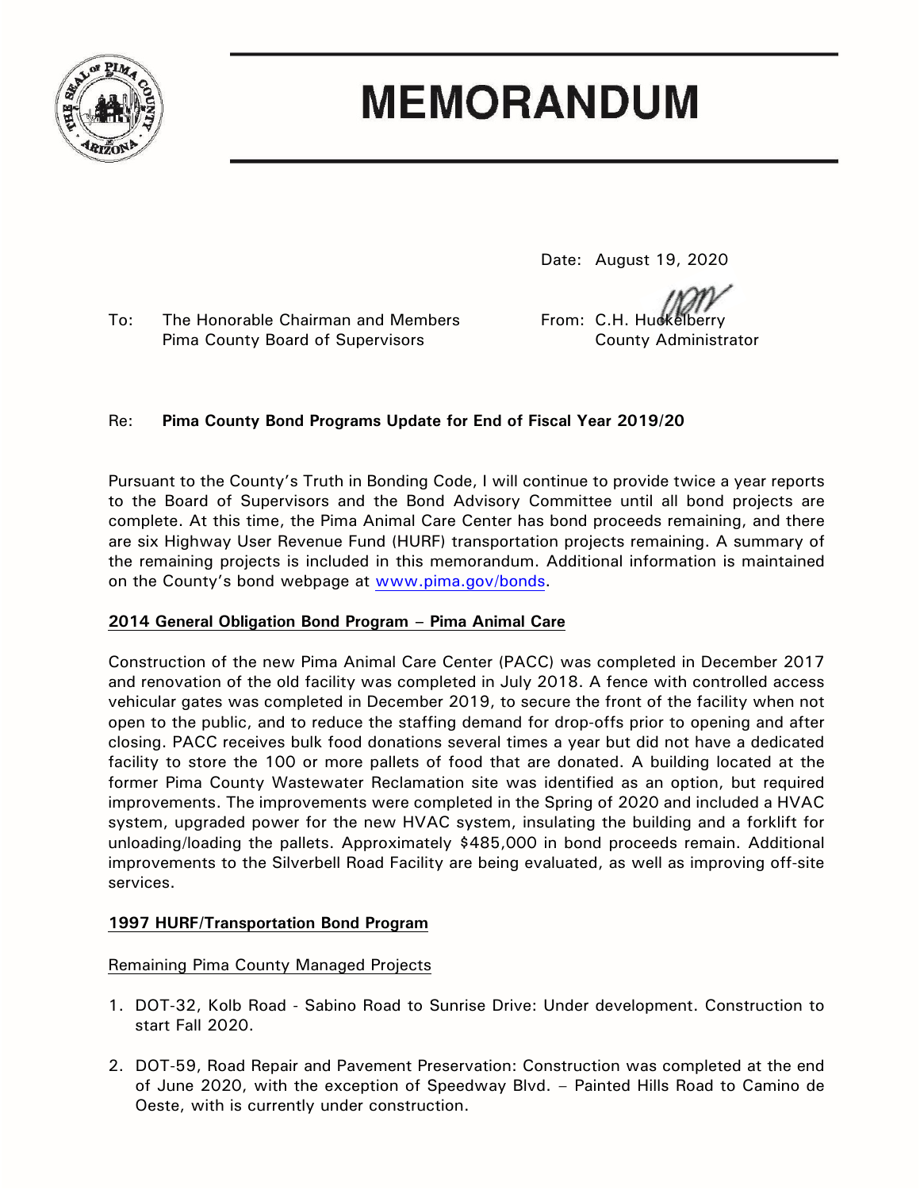# MEMORANDUM

Date: August 19, 2020

To: The Honorable Chairman and Members
Pima County Board of Supervisors

From: C.H. Huckelberry
County Administrator

Re: **Pima County Bond Programs Update for End of Fiscal Year 2019/20**

Pursuant to the County's Truth in Bonding Code, I will continue to provide twice a year reports to the Board of Supervisors and the Bond Advisory Committee until all bond projects are complete. At this time, the Pima Animal Care Center has bond proceeds remaining, and there are six Highway User Revenue Fund (HURF) transportation projects remaining. A summary of the remaining projects is included in this memorandum. Additional information is maintained on the County's bond webpage at www.pima.gov/bonds.

**2014 General Obligation Bond Program – Pima Animal Care**

Construction of the new Pima Animal Care Center (PACC) was completed in December 2017 and renovation of the old facility was completed in July 2018. A fence with controlled access vehicular gates was completed in December 2019, to secure the front of the facility when not open to the public, and to reduce the staffing demand for drop-offs prior to opening and after closing. PACC receives bulk food donations several times a year but did not have a dedicated facility to store the 100 or more pallets of food that are donated. A building located at the former Pima County Wastewater Reclamation site was identified as an option, but required improvements. The improvements were completed in the Spring of 2020 and included a HVAC system, upgraded power for the new HVAC system, insulating the building and a forklift for unloading/loading the pallets. Approximately $485,000 in bond proceeds remain. Additional improvements to the Silverbell Road Facility are being evaluated, as well as improving off-site services.

**1997 HURF/Transportation Bond Program**

Remaining Pima County Managed Projects

1. DOT-32, Kolb Road - Sabino Road to Sunrise Drive: Under development. Construction to start Fall 2020.

2. DOT-59, Road Repair and Pavement Preservation: Construction was completed at the end of June 2020, with the exception of Speedway Blvd. – Painted Hills Road to Camino de Oeste, with is currently under construction.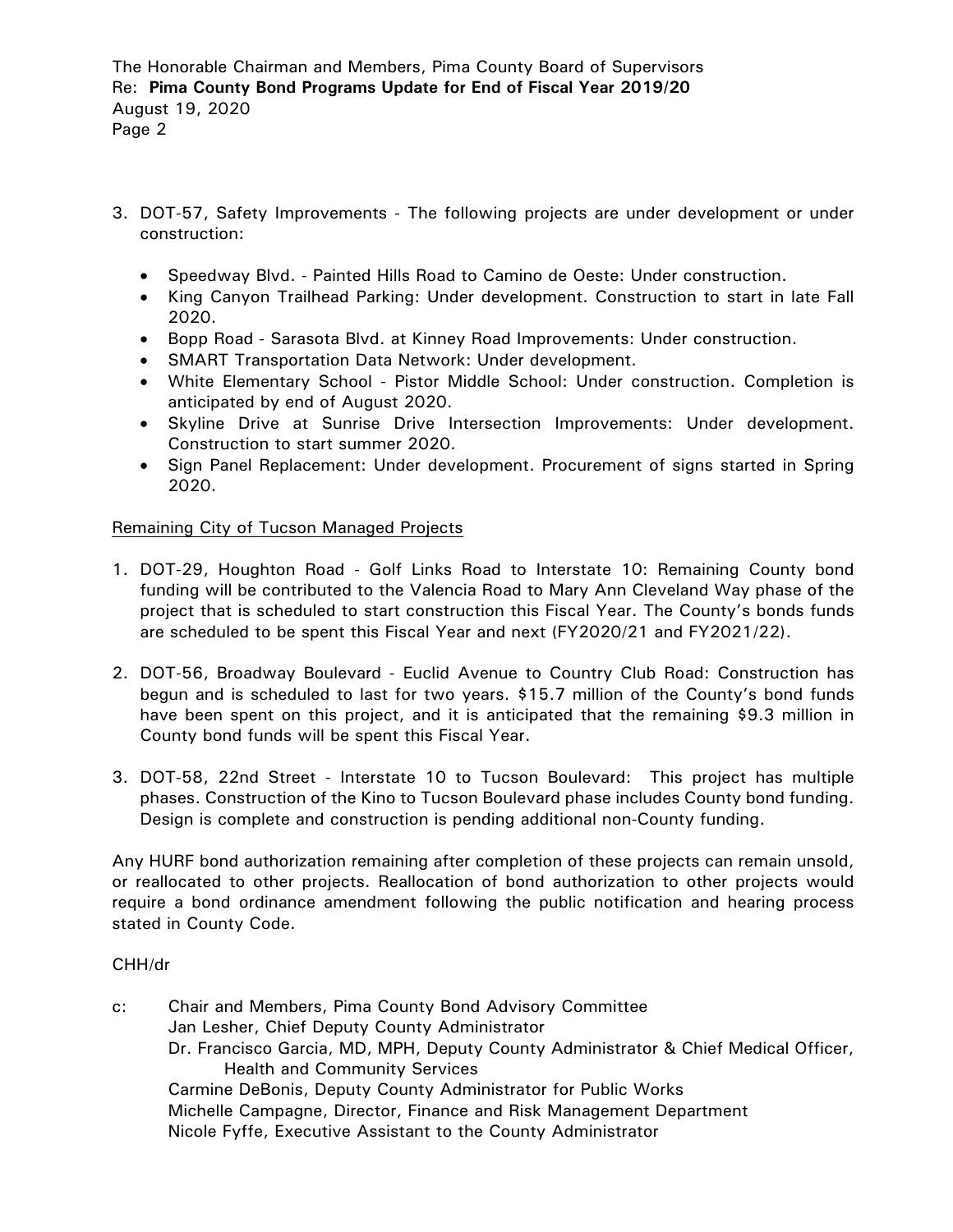3. DOT-57, Safety Improvements - The following projects are under development or under construction:

   - Speedway Blvd. - Painted Hills Road to Camino de Oeste: Under construction.
   - King Canyon Trailhead Parking: Under development. Construction to start in late Fall 2020.
   - Bopp Road - Sarasota Blvd. at Kinney Road Improvements: Under construction.
   - SMART Transportation Data Network: Under development.
   - White Elementary School - Pistor Middle School: Under construction. Completion is anticipated by end of August 2020.
   - Skyline Drive at Sunrise Drive Intersection Improvements: Under development. Construction to start summer 2020.
   - Sign Panel Replacement: Under development. Procurement of signs started in Spring 2020.

<u>Remaining City of Tucson Managed Projects</u>

1. DOT-29, Houghton Road - Golf Links Road to Interstate 10: Remaining County bond funding will be contributed to the Valencia Road to Mary Ann Cleveland Way phase of the project that is scheduled to start construction this Fiscal Year. The County's bonds funds are scheduled to be spent this Fiscal Year and next (FY2020/21 and FY2021/22).

2. DOT-56, Broadway Boulevard - Euclid Avenue to Country Club Road: Construction has begun and is scheduled to last for two years. $15.7 million of the County's bond funds have been spent on this project, and it is anticipated that the remaining $9.3 million in County bond funds will be spent this Fiscal Year.

3. DOT-58, 22nd Street - Interstate 10 to Tucson Boulevard: This project has multiple phases. Construction of the Kino to Tucson Boulevard phase includes County bond funding. Design is complete and construction is pending additional non-County funding.

Any HURF bond authorization remaining after completion of these projects can remain unsold, or reallocated to other projects. Reallocation of bond authorization to other projects would require a bond ordinance amendment following the public notification and hearing process stated in County Code.

CHH/dr

c: Chair and Members, Pima County Bond Advisory Committee
Jan Lesher, Chief Deputy County Administrator
Dr. Francisco Garcia, MD, MPH, Deputy County Administrator & Chief Medical Officer, Health and Community Services
Carmine DeBonis, Deputy County Administrator for Public Works
Michelle Campagne, Director, Finance and Risk Management Department
Nicole Fyffe, Executive Assistant to the County Administrator